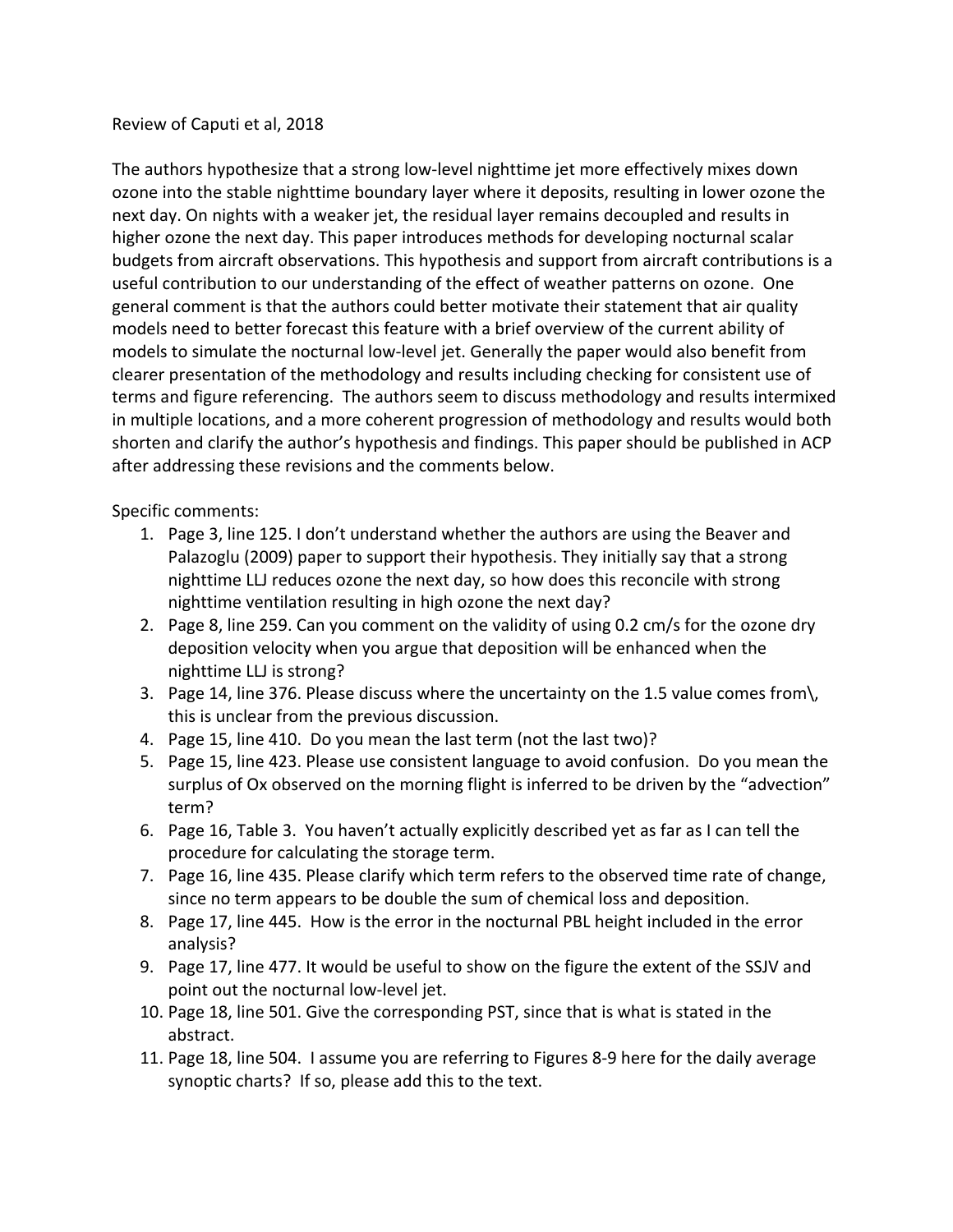Review of Caputi et al, 2018

The authors hypothesize that a strong low-level nighttime jet more effectively mixes down ozone into the stable nighttime boundary layer where it deposits, resulting in lower ozone the next day. On nights with a weaker jet, the residual layer remains decoupled and results in higher ozone the next day. This paper introduces methods for developing nocturnal scalar budgets from aircraft observations. This hypothesis and support from aircraft contributions is a useful contribution to our understanding of the effect of weather patterns on ozone. One general comment is that the authors could better motivate their statement that air quality models need to better forecast this feature with a brief overview of the current ability of models to simulate the nocturnal low-level jet. Generally the paper would also benefit from clearer presentation of the methodology and results including checking for consistent use of terms and figure referencing. The authors seem to discuss methodology and results intermixed in multiple locations, and a more coherent progression of methodology and results would both shorten and clarify the author's hypothesis and findings. This paper should be published in ACP after addressing these revisions and the comments below.

Specific comments:

1. Page 3, line 125. I don't understand whether the authors are using the Beaver and Palazoglu (2009) paper to support their hypothesis. They initially say that a strong nighttime LLJ reduces ozone the next day, so how does this reconcile with strong nighttime ventilation resulting in high ozone the next day?
2. Page 8, line 259. Can you comment on the validity of using 0.2 cm/s for the ozone dry deposition velocity when you argue that deposition will be enhanced when the nighttime LLJ is strong?
3. Page 14, line 376. Please discuss where the uncertainty on the 1.5 value comes from\, this is unclear from the previous discussion.
4. Page 15, line 410. Do you mean the last term (not the last two)?
5. Page 15, line 423. Please use consistent language to avoid confusion. Do you mean the surplus of Ox observed on the morning flight is inferred to be driven by the "advection" term?
6. Page 16, Table 3. You haven't actually explicitly described yet as far as I can tell the procedure for calculating the storage term.
7. Page 16, line 435. Please clarify which term refers to the observed time rate of change, since no term appears to be double the sum of chemical loss and deposition.
8. Page 17, line 445. How is the error in the nocturnal PBL height included in the error analysis?
9. Page 17, line 477. It would be useful to show on the figure the extent of the SSJV and point out the nocturnal low-level jet.
10. Page 18, line 501. Give the corresponding PST, since that is what is stated in the abstract.
11. Page 18, line 504. I assume you are referring to Figures 8-9 here for the daily average synoptic charts? If so, please add this to the text.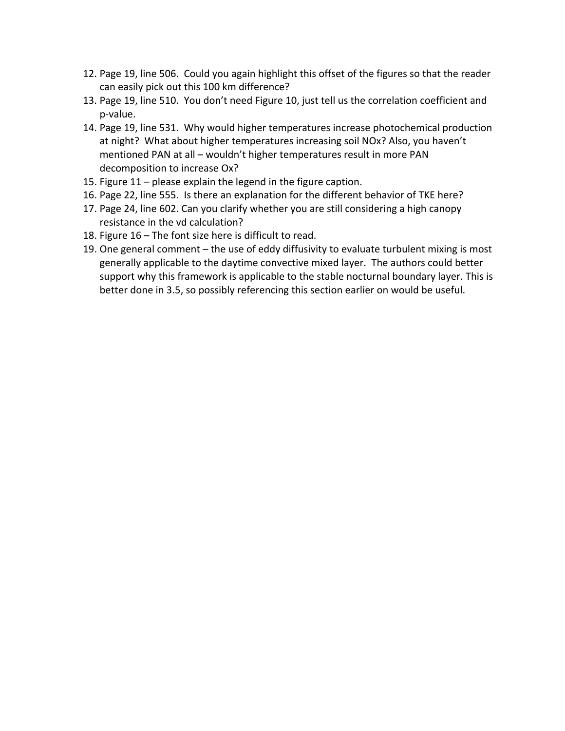12. Page 19, line 506. Could you again highlight this offset of the figures so that the reader can easily pick out this 100 km difference?
13. Page 19, line 510. You don't need Figure 10, just tell us the correlation coefficient and p-value.
14. Page 19, line 531. Why would higher temperatures increase photochemical production at night? What about higher temperatures increasing soil $NO_x$? Also, you haven't mentioned PAN at all – wouldn't higher temperatures result in more PAN decomposition to increase $O_x$?
15. Figure 11 – please explain the legend in the figure caption.
16. Page 22, line 555. Is there an explanation for the different behavior of TKE here?
17. Page 24, line 602. Can you clarify whether you are still considering a high canopy resistance in the $v_d$ calculation?
18. Figure 16 – The font size here is difficult to read.
19. One general comment – the use of eddy diffusivity to evaluate turbulent mixing is most generally applicable to the daytime convective mixed layer. The authors could better support why this framework is applicable to the stable nocturnal boundary layer. This is better done in 3.5, so possibly referencing this section earlier on would be useful.